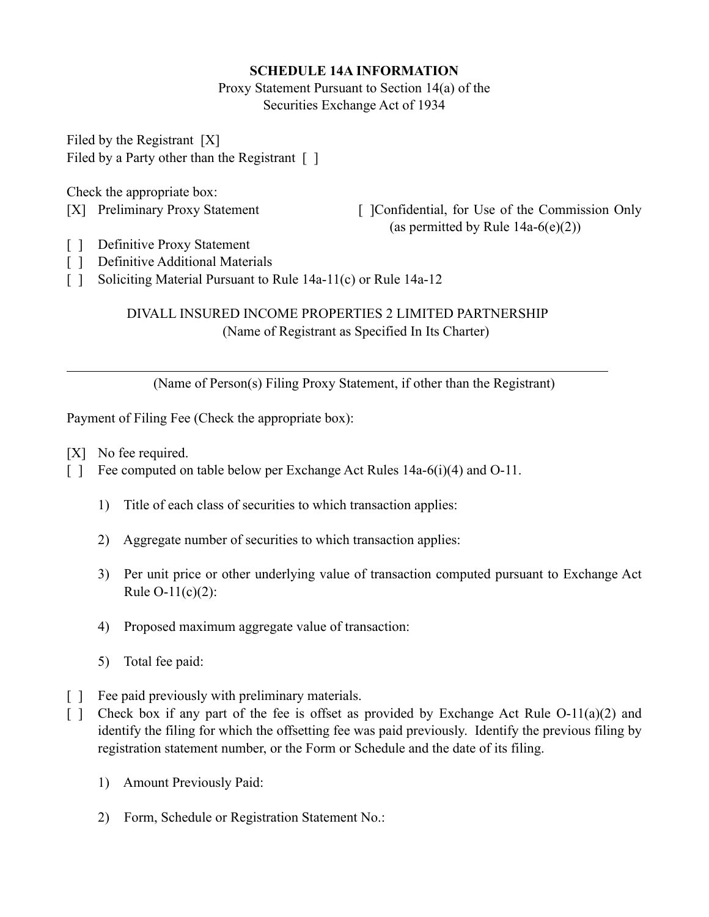**SCHEDULE 14A INFORMATION**

Proxy Statement Pursuant to Section 14(a) of the
Securities Exchange Act of 1934

Filed by the Registrant [X]
Filed by a Party other than the Registrant [ ]

Check the appropriate box:

[X] Preliminary Proxy Statement

[ ] Confidential, for Use of the Commission Only (as permitted by Rule 14a-6(e)(2))

[ ] Definitive Proxy Statement

[ ] Definitive Additional Materials

[ ] Soliciting Material Pursuant to Rule 14a-11(c) or Rule 14a-12

DIVALL INSURED INCOME PROPERTIES 2 LIMITED PARTNERSHIP
(Name of Registrant as Specified In Its Charter)

---

(Name of Person(s) Filing Proxy Statement, if other than the Registrant)

Payment of Filing Fee (Check the appropriate box):

[X] No fee required.

[ ] Fee computed on table below per Exchange Act Rules 14a-6(i)(4) and O-11.

1) Title of each class of securities to which transaction applies:

2) Aggregate number of securities to which transaction applies:

3) Per unit price or other underlying value of transaction computed pursuant to Exchange Act Rule O-11(c)(2):

4) Proposed maximum aggregate value of transaction:

5) Total fee paid:

[ ] Fee paid previously with preliminary materials.

[ ] Check box if any part of the fee is offset as provided by Exchange Act Rule O-11(a)(2) and identify the filing for which the offsetting fee was paid previously. Identify the previous filing by registration statement number, or the Form or Schedule and the date of its filing.

1) Amount Previously Paid:

2) Form, Schedule or Registration Statement No.: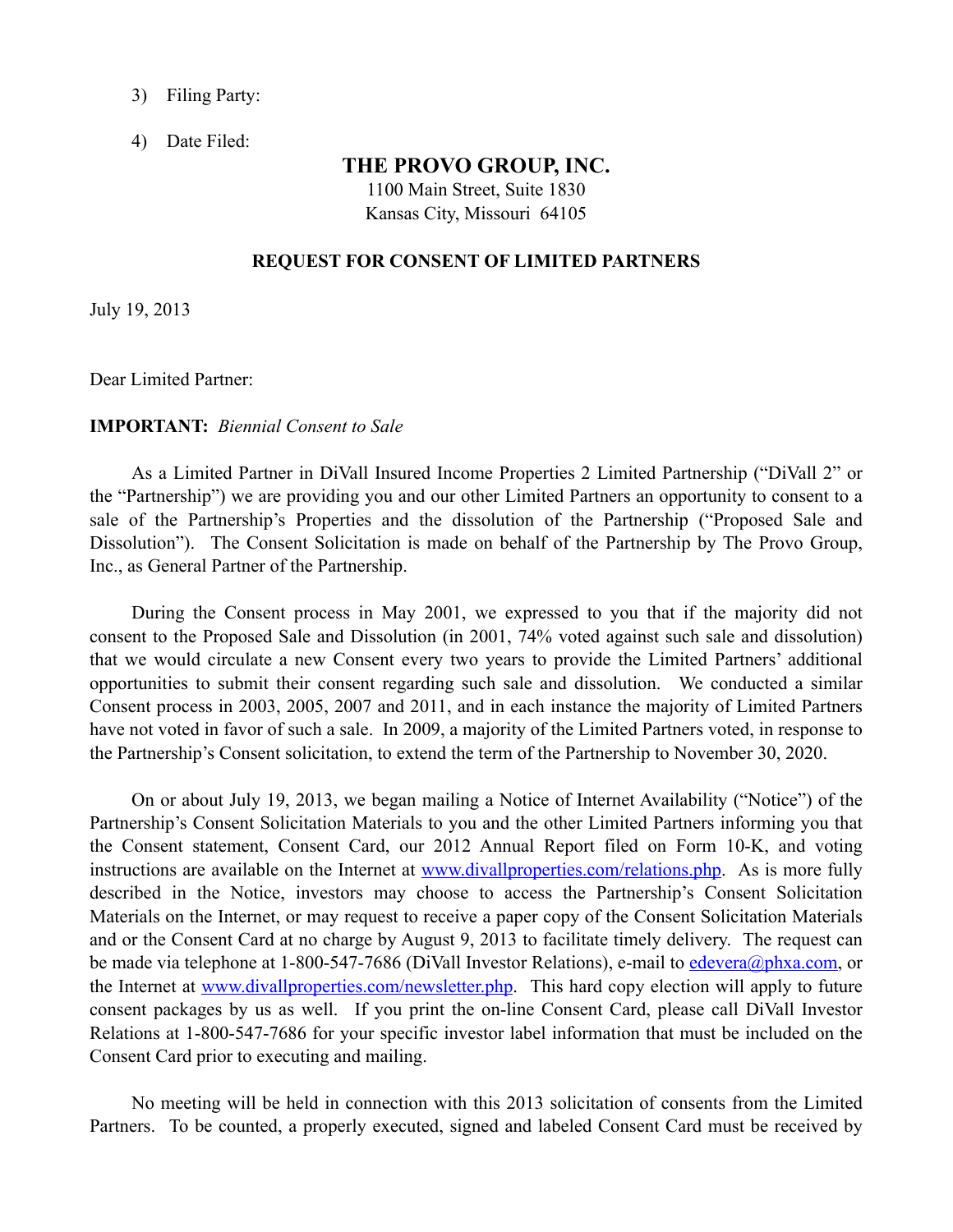3) Filing Party:

4) Date Filed:

# THE PROVO GROUP, INC.

1100 Main Street, Suite 1830
Kansas City, Missouri 64105

## REQUEST FOR CONSENT OF LIMITED PARTNERS

July 19, 2013

Dear Limited Partner:

**IMPORTANT:** *Biennial Consent to Sale*

As a Limited Partner in DiVall Insured Income Properties 2 Limited Partnership ("DiVall 2" or the "Partnership") we are providing you and our other Limited Partners an opportunity to consent to a sale of the Partnership's Properties and the dissolution of the Partnership ("Proposed Sale and Dissolution"). The Consent Solicitation is made on behalf of the Partnership by The Provo Group, Inc., as General Partner of the Partnership.

During the Consent process in May 2001, we expressed to you that if the majority did not consent to the Proposed Sale and Dissolution (in 2001, 74% voted against such sale and dissolution) that we would circulate a new Consent every two years to provide the Limited Partners' additional opportunities to submit their consent regarding such sale and dissolution. We conducted a similar Consent process in 2003, 2005, 2007 and 2011, and in each instance the majority of Limited Partners have not voted in favor of such a sale. In 2009, a majority of the Limited Partners voted, in response to the Partnership's Consent solicitation, to extend the term of the Partnership to November 30, 2020.

On or about July 19, 2013, we began mailing a Notice of Internet Availability ("Notice") of the Partnership's Consent Solicitation Materials to you and the other Limited Partners informing you that the Consent statement, Consent Card, our 2012 Annual Report filed on Form 10-K, and voting instructions are available on the Internet at [www.divallproperties.com/relations.php](http://www.divallproperties.com/relations.php). As is more fully described in the Notice, investors may choose to access the Partnership's Consent Solicitation Materials on the Internet, or may request to receive a paper copy of the Consent Solicitation Materials and or the Consent Card at no charge by August 9, 2013 to facilitate timely delivery. The request can be made via telephone at 1-800-547-7686 (DiVall Investor Relations), e-mail to [edevera@phxa.com](mailto:edevera@phxa.com), or the Internet at [www.divallproperties.com/newsletter.php](http://www.divallproperties.com/newsletter.php). This hard copy election will apply to future consent packages by us as well. If you print the on-line Consent Card, please call DiVall Investor Relations at 1-800-547-7686 for your specific investor label information that must be included on the Consent Card prior to executing and mailing.

No meeting will be held in connection with this 2013 solicitation of consents from the Limited Partners. To be counted, a properly executed, signed and labeled Consent Card must be received by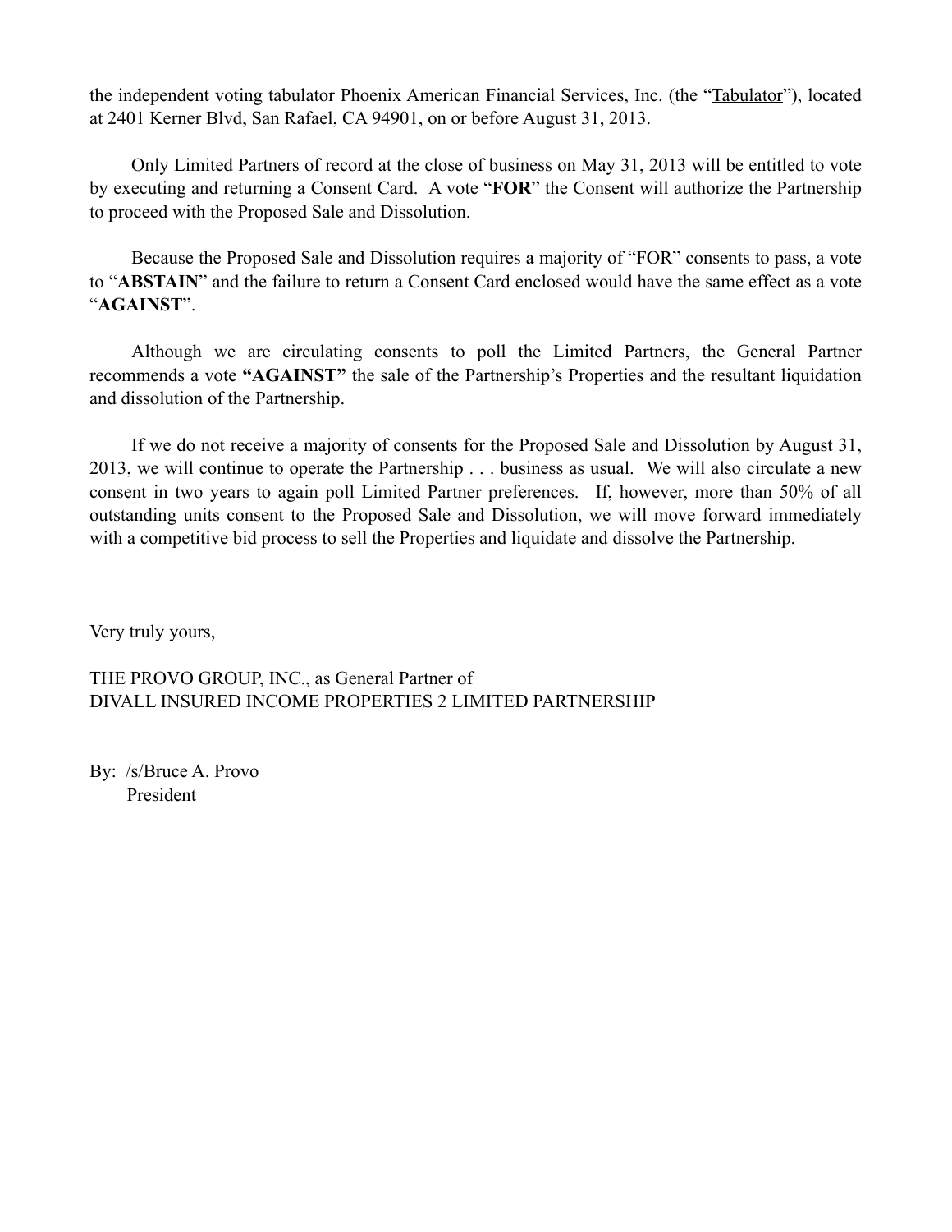the independent voting tabulator Phoenix American Financial Services, Inc. (the "Tabulator"), located at 2401 Kerner Blvd, San Rafael, CA 94901, on or before August 31, 2013.

Only Limited Partners of record at the close of business on May 31, 2013 will be entitled to vote by executing and returning a Consent Card. A vote "**FOR**" the Consent will authorize the Partnership to proceed with the Proposed Sale and Dissolution.

Because the Proposed Sale and Dissolution requires a majority of "FOR" consents to pass, a vote to "**ABSTAIN**" and the failure to return a Consent Card enclosed would have the same effect as a vote "**AGAINST**".

Although we are circulating consents to poll the Limited Partners, the General Partner recommends a vote **"AGAINST"** the sale of the Partnership's Properties and the resultant liquidation and dissolution of the Partnership.

If we do not receive a majority of consents for the Proposed Sale and Dissolution by August 31, 2013, we will continue to operate the Partnership . . . business as usual. We will also circulate a new consent in two years to again poll Limited Partner preferences. If, however, more than 50% of all outstanding units consent to the Proposed Sale and Dissolution, we will move forward immediately with a competitive bid process to sell the Properties and liquidate and dissolve the Partnership.

Very truly yours,

THE PROVO GROUP, INC., as General Partner of
DIVALL INSURED INCOME PROPERTIES 2 LIMITED PARTNERSHIP

By: /s/Bruce A. Provo
President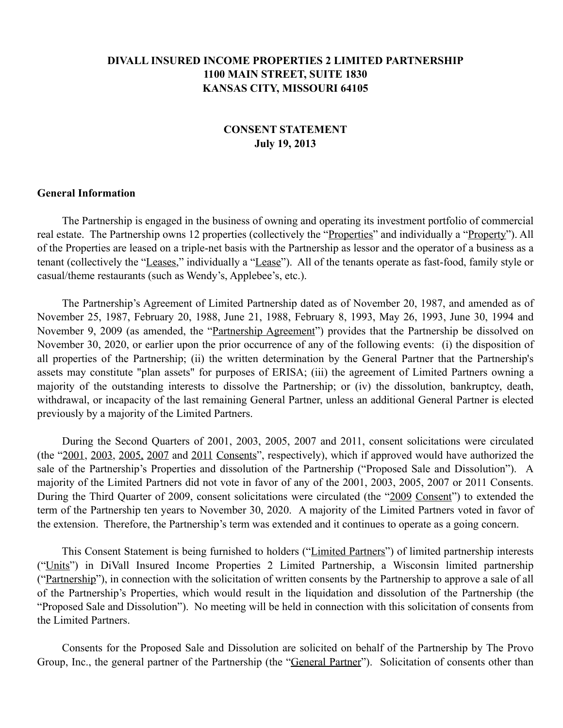**DIVALL INSURED INCOME PROPERTIES 2 LIMITED PARTNERSHIP**
**1100 MAIN STREET, SUITE 1830**
**KANSAS CITY, MISSOURI 64105**

**CONSENT STATEMENT**
**July 19, 2013**

## General Information

The Partnership is engaged in the business of owning and operating its investment portfolio of commercial real estate. The Partnership owns 12 properties (collectively the "Properties" and individually a "Property"). All of the Properties are leased on a triple-net basis with the Partnership as lessor and the operator of a business as a tenant (collectively the "Leases," individually a "Lease"). All of the tenants operate as fast-food, family style or casual/theme restaurants (such as Wendy's, Applebee's, etc.).

The Partnership's Agreement of Limited Partnership dated as of November 20, 1987, and amended as of November 25, 1987, February 20, 1988, June 21, 1988, February 8, 1993, May 26, 1993, June 30, 1994 and November 9, 2009 (as amended, the "Partnership Agreement") provides that the Partnership be dissolved on November 30, 2020, or earlier upon the prior occurrence of any of the following events: (i) the disposition of all properties of the Partnership; (ii) the written determination by the General Partner that the Partnership's assets may constitute "plan assets" for purposes of ERISA; (iii) the agreement of Limited Partners owning a majority of the outstanding interests to dissolve the Partnership; or (iv) the dissolution, bankruptcy, death, withdrawal, or incapacity of the last remaining General Partner, unless an additional General Partner is elected previously by a majority of the Limited Partners.

During the Second Quarters of 2001, 2003, 2005, 2007 and 2011, consent solicitations were circulated (the "2001, 2003, 2005, 2007 and 2011 Consents", respectively), which if approved would have authorized the sale of the Partnership's Properties and dissolution of the Partnership ("Proposed Sale and Dissolution"). A majority of the Limited Partners did not vote in favor of any of the 2001, 2003, 2005, 2007 or 2011 Consents. During the Third Quarter of 2009, consent solicitations were circulated (the "2009 Consent") to extended the term of the Partnership ten years to November 30, 2020. A majority of the Limited Partners voted in favor of the extension. Therefore, the Partnership's term was extended and it continues to operate as a going concern.

This Consent Statement is being furnished to holders ("Limited Partners") of limited partnership interests ("Units") in DiVall Insured Income Properties 2 Limited Partnership, a Wisconsin limited partnership ("Partnership"), in connection with the solicitation of written consents by the Partnership to approve a sale of all of the Partnership's Properties, which would result in the liquidation and dissolution of the Partnership (the "Proposed Sale and Dissolution"). No meeting will be held in connection with this solicitation of consents from the Limited Partners.

Consents for the Proposed Sale and Dissolution are solicited on behalf of the Partnership by The Provo Group, Inc., the general partner of the Partnership (the "General Partner"). Solicitation of consents other than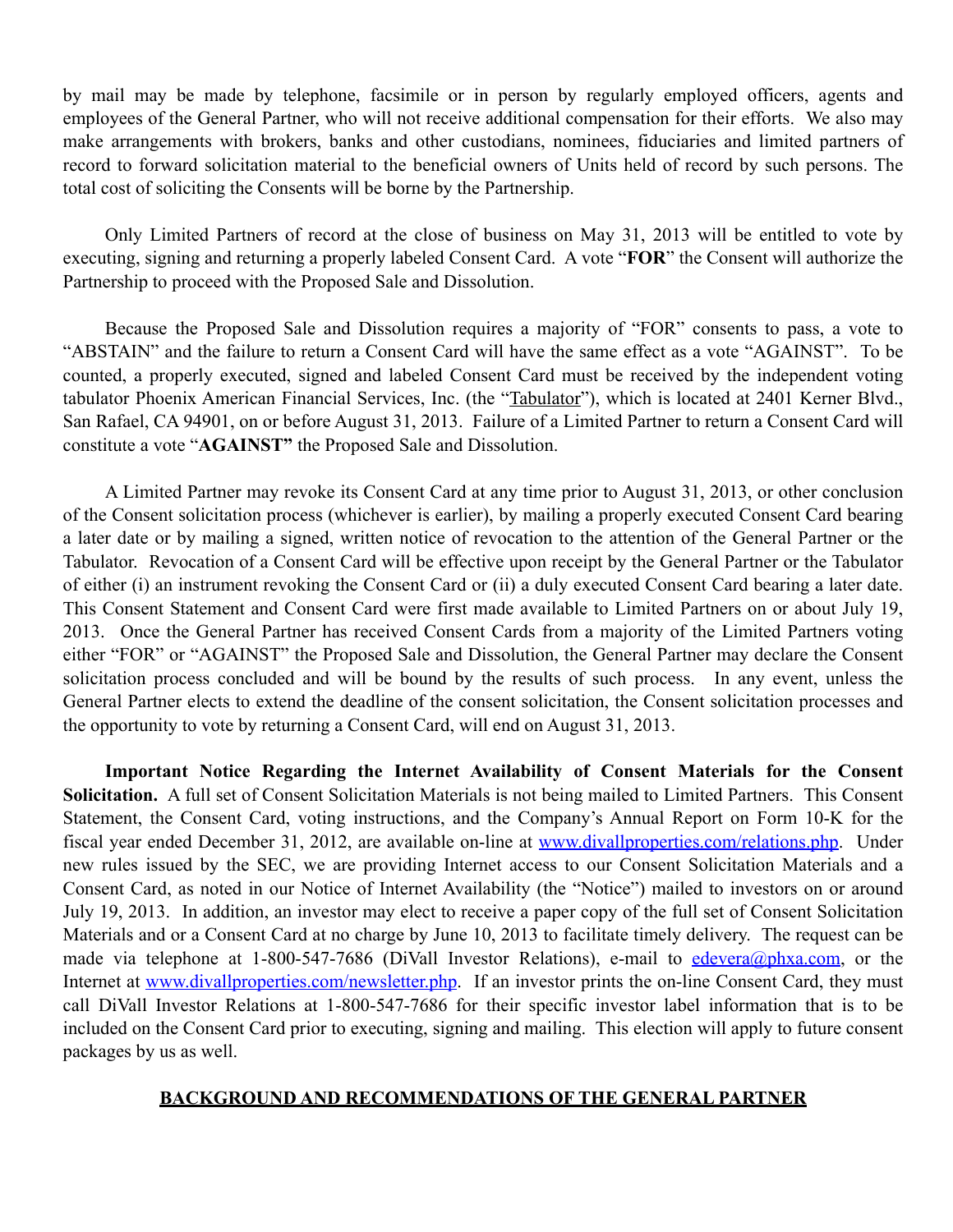by mail may be made by telephone, facsimile or in person by regularly employed officers, agents and employees of the General Partner, who will not receive additional compensation for their efforts. We also may make arrangements with brokers, banks and other custodians, nominees, fiduciaries and limited partners of record to forward solicitation material to the beneficial owners of Units held of record by such persons. The total cost of soliciting the Consents will be borne by the Partnership.

Only Limited Partners of record at the close of business on May 31, 2013 will be entitled to vote by executing, signing and returning a properly labeled Consent Card. A vote "**FOR**" the Consent will authorize the Partnership to proceed with the Proposed Sale and Dissolution.

Because the Proposed Sale and Dissolution requires a majority of "FOR" consents to pass, a vote to "ABSTAIN" and the failure to return a Consent Card will have the same effect as a vote "AGAINST". To be counted, a properly executed, signed and labeled Consent Card must be received by the independent voting tabulator Phoenix American Financial Services, Inc. (the "Tabulator"), which is located at 2401 Kerner Blvd., San Rafael, CA 94901, on or before August 31, 2013. Failure of a Limited Partner to return a Consent Card will constitute a vote "**AGAINST"** the Proposed Sale and Dissolution.

A Limited Partner may revoke its Consent Card at any time prior to August 31, 2013, or other conclusion of the Consent solicitation process (whichever is earlier), by mailing a properly executed Consent Card bearing a later date or by mailing a signed, written notice of revocation to the attention of the General Partner or the Tabulator. Revocation of a Consent Card will be effective upon receipt by the General Partner or the Tabulator of either (i) an instrument revoking the Consent Card or (ii) a duly executed Consent Card bearing a later date. This Consent Statement and Consent Card were first made available to Limited Partners on or about July 19, 2013. Once the General Partner has received Consent Cards from a majority of the Limited Partners voting either "FOR" or "AGAINST" the Proposed Sale and Dissolution, the General Partner may declare the Consent solicitation process concluded and will be bound by the results of such process. In any event, unless the General Partner elects to extend the deadline of the consent solicitation, the Consent solicitation processes and the opportunity to vote by returning a Consent Card, will end on August 31, 2013.

**Important Notice Regarding the Internet Availability of Consent Materials for the Consent Solicitation.** A full set of Consent Solicitation Materials is not being mailed to Limited Partners. This Consent Statement, the Consent Card, voting instructions, and the Company's Annual Report on Form 10-K for the fiscal year ended December 31, 2012, are available on-line at www.divallproperties.com/relations.php. Under new rules issued by the SEC, we are providing Internet access to our Consent Solicitation Materials and a Consent Card, as noted in our Notice of Internet Availability (the "Notice") mailed to investors on or around July 19, 2013. In addition, an investor may elect to receive a paper copy of the full set of Consent Solicitation Materials and or a Consent Card at no charge by June 10, 2013 to facilitate timely delivery. The request can be made via telephone at 1-800-547-7686 (DiVall Investor Relations), e-mail to edevera@phxa.com, or the Internet at www.divallproperties.com/newsletter.php. If an investor prints the on-line Consent Card, they must call DiVall Investor Relations at 1-800-547-7686 for their specific investor label information that is to be included on the Consent Card prior to executing, signing and mailing. This election will apply to future consent packages by us as well.

## BACKGROUND AND RECOMMENDATIONS OF THE GENERAL PARTNER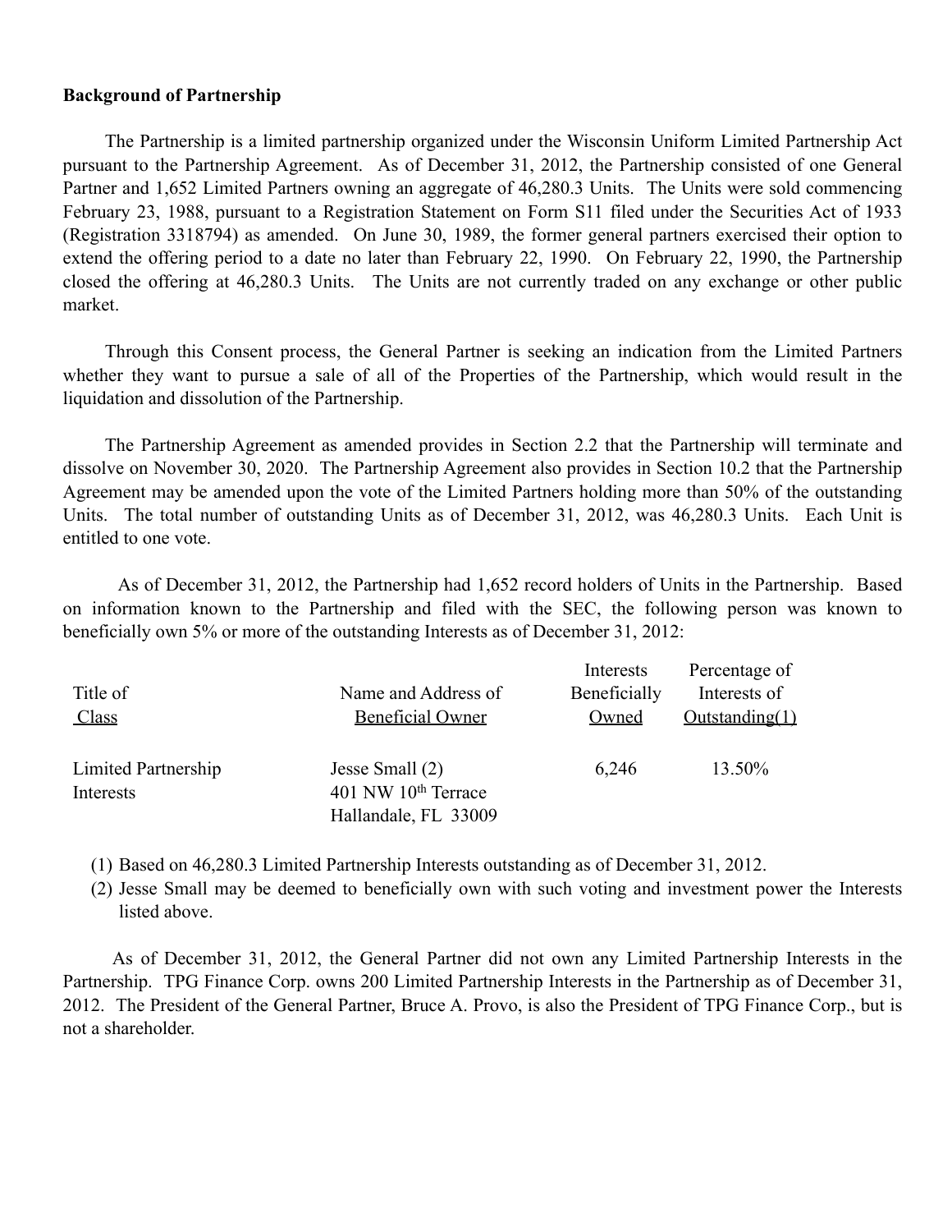**Background of Partnership**

The Partnership is a limited partnership organized under the Wisconsin Uniform Limited Partnership Act pursuant to the Partnership Agreement. As of December 31, 2012, the Partnership consisted of one General Partner and 1,652 Limited Partners owning an aggregate of 46,280.3 Units. The Units were sold commencing February 23, 1988, pursuant to a Registration Statement on Form S11 filed under the Securities Act of 1933 (Registration 3318794) as amended. On June 30, 1989, the former general partners exercised their option to extend the offering period to a date no later than February 22, 1990. On February 22, 1990, the Partnership closed the offering at 46,280.3 Units. The Units are not currently traded on any exchange or other public market.

Through this Consent process, the General Partner is seeking an indication from the Limited Partners whether they want to pursue a sale of all of the Properties of the Partnership, which would result in the liquidation and dissolution of the Partnership.

The Partnership Agreement as amended provides in Section 2.2 that the Partnership will terminate and dissolve on November 30, 2020. The Partnership Agreement also provides in Section 10.2 that the Partnership Agreement may be amended upon the vote of the Limited Partners holding more than 50% of the outstanding Units. The total number of outstanding Units as of December 31, 2012, was 46,280.3 Units. Each Unit is entitled to one vote.

As of December 31, 2012, the Partnership had 1,652 record holders of Units in the Partnership. Based on information known to the Partnership and filed with the SEC, the following person was known to beneficially own 5% or more of the outstanding Interests as of December 31, 2012:

| Title of Class | Name and Address of Beneficial Owner | Interests Beneficially Owned | Percentage of Interests of Outstanding(1) |
|---|---|---|---|
| Limited Partnership Interests | Jesse Small (2)<br>401 NW 10th Terrace<br>Hallandale, FL 33009 | 6,246 | 13.50% |

(1) Based on 46,280.3 Limited Partnership Interests outstanding as of December 31, 2012.

(2) Jesse Small may be deemed to beneficially own with such voting and investment power the Interests listed above.

As of December 31, 2012, the General Partner did not own any Limited Partnership Interests in the Partnership. TPG Finance Corp. owns 200 Limited Partnership Interests in the Partnership as of December 31, 2012. The President of the General Partner, Bruce A. Provo, is also the President of TPG Finance Corp., but is not a shareholder.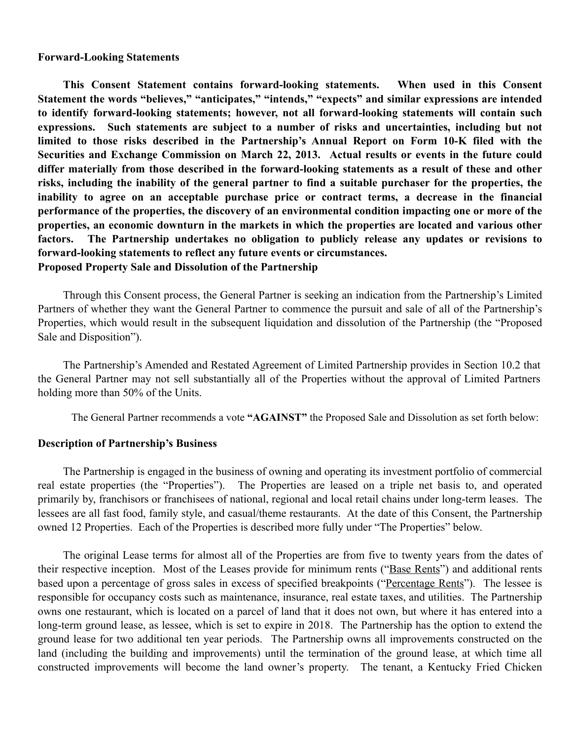**Forward-Looking Statements**

**This Consent Statement contains forward-looking statements. When used in this Consent Statement the words "believes," "anticipates," "intends," "expects" and similar expressions are intended to identify forward-looking statements; however, not all forward-looking statements will contain such expressions. Such statements are subject to a number of risks and uncertainties, including but not limited to those risks described in the Partnership's Annual Report on Form 10-K filed with the Securities and Exchange Commission on March 22, 2013. Actual results or events in the future could differ materially from those described in the forward-looking statements as a result of these and other risks, including the inability of the general partner to find a suitable purchaser for the properties, the inability to agree on an acceptable purchase price or contract terms, a decrease in the financial performance of the properties, the discovery of an environmental condition impacting one or more of the properties, an economic downturn in the markets in which the properties are located and various other factors. The Partnership undertakes no obligation to publicly release any updates or revisions to forward-looking statements to reflect any future events or circumstances.**

**Proposed Property Sale and Dissolution of the Partnership**

Through this Consent process, the General Partner is seeking an indication from the Partnership's Limited Partners of whether they want the General Partner to commence the pursuit and sale of all of the Partnership's Properties, which would result in the subsequent liquidation and dissolution of the Partnership (the "Proposed Sale and Disposition").

The Partnership's Amended and Restated Agreement of Limited Partnership provides in Section 10.2 that the General Partner may not sell substantially all of the Properties without the approval of Limited Partners holding more than 50% of the Units.

The General Partner recommends a vote **"AGAINST"** the Proposed Sale and Dissolution as set forth below:

**Description of Partnership's Business**

The Partnership is engaged in the business of owning and operating its investment portfolio of commercial real estate properties (the "Properties"). The Properties are leased on a triple net basis to, and operated primarily by, franchisors or franchisees of national, regional and local retail chains under long-term leases. The lessees are all fast food, family style, and casual/theme restaurants. At the date of this Consent, the Partnership owned 12 Properties. Each of the Properties is described more fully under "The Properties" below.

The original Lease terms for almost all of the Properties are from five to twenty years from the dates of their respective inception. Most of the Leases provide for minimum rents ("Base Rents") and additional rents based upon a percentage of gross sales in excess of specified breakpoints ("Percentage Rents"). The lessee is responsible for occupancy costs such as maintenance, insurance, real estate taxes, and utilities. The Partnership owns one restaurant, which is located on a parcel of land that it does not own, but where it has entered into a long-term ground lease, as lessee, which is set to expire in 2018. The Partnership has the option to extend the ground lease for two additional ten year periods. The Partnership owns all improvements constructed on the land (including the building and improvements) until the termination of the ground lease, at which time all constructed improvements will become the land owner's property. The tenant, a Kentucky Fried Chicken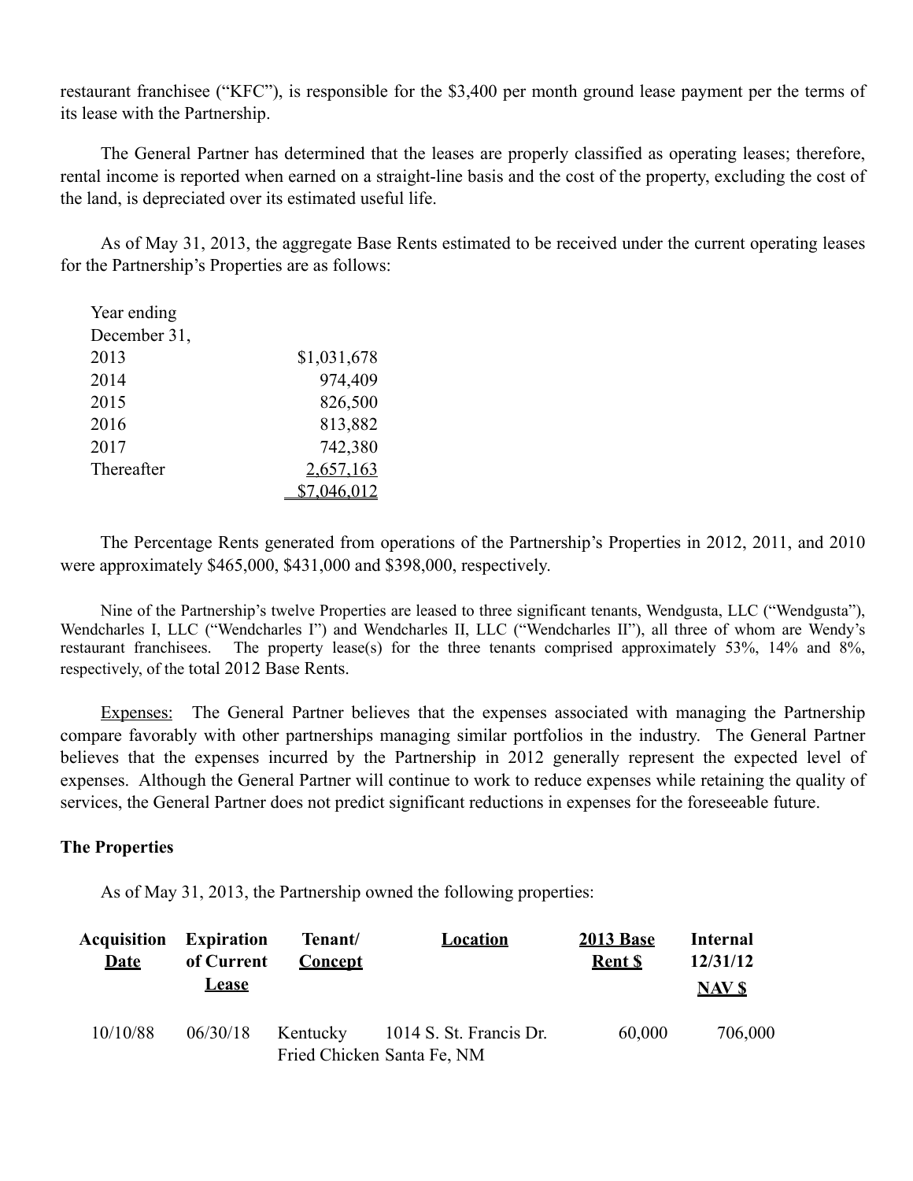restaurant franchisee ("KFC"), is responsible for the $3,400 per month ground lease payment per the terms of its lease with the Partnership.

The General Partner has determined that the leases are properly classified as operating leases; therefore, rental income is reported when earned on a straight-line basis and the cost of the property, excluding the cost of the land, is depreciated over its estimated useful life.

As of May 31, 2013, the aggregate Base Rents estimated to be received under the current operating leases for the Partnership's Properties are as follows:

| Year ending December 31, | |
|---|---|
| 2013 | $1,031,678 |
| 2014 | 974,409 |
| 2015 | 826,500 |
| 2016 | 813,882 |
| 2017 | 742,380 |
| Thereafter | 2,657,163 |
| | $7,046,012 |

The Percentage Rents generated from operations of the Partnership's Properties in 2012, 2011, and 2010 were approximately $465,000, $431,000 and $398,000, respectively.

Nine of the Partnership's twelve Properties are leased to three significant tenants, Wendgusta, LLC ("Wendgusta"), Wendcharles I, LLC ("Wendcharles I") and Wendcharles II, LLC ("Wendcharles II"), all three of whom are Wendy's restaurant franchisees. The property lease(s) for the three tenants comprised approximately 53%, 14% and 8%, respectively, of the total 2012 Base Rents.

Expenses: The General Partner believes that the expenses associated with managing the Partnership compare favorably with other partnerships managing similar portfolios in the industry. The General Partner believes that the expenses incurred by the Partnership in 2012 generally represent the expected level of expenses. Although the General Partner will continue to work to reduce expenses while retaining the quality of services, the General Partner does not predict significant reductions in expenses for the foreseeable future.

**The Properties**

As of May 31, 2013, the Partnership owned the following properties:

| Acquisition Date | Expiration of Current Lease | Tenant/ Concept | Location | 2013 Base Rent $ | Internal 12/31/12 NAV $ |
|---|---|---|---|---|---|
| 10/10/88 | 06/30/18 | Kentucky Fried Chicken | 1014 S. St. Francis Dr. Santa Fe, NM | 60,000 | 706,000 |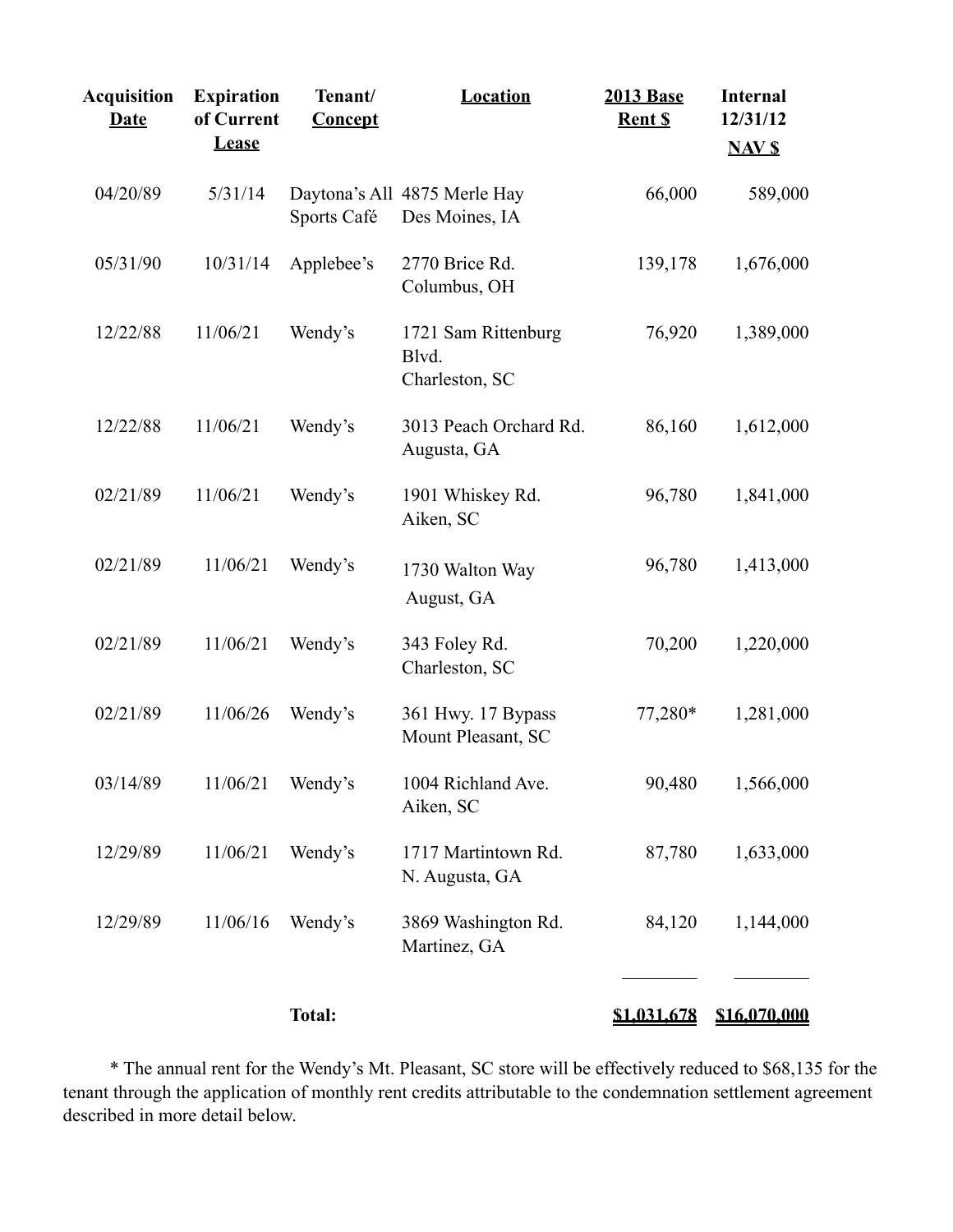| Acquisition Date | Expiration of Current Lease | Tenant/ Concept | Location | 2013 Base Rent $ | Internal 12/31/12 NAV $ |
|---|---|---|---|---|---|
| 04/20/89 | 5/31/14 | Daytona's All Sports Café | 4875 Merle Hay Des Moines, IA | 66,000 | 589,000 |
| 05/31/90 | 10/31/14 | Applebee's | 2770 Brice Rd. Columbus, OH | 139,178 | 1,676,000 |
| 12/22/88 | 11/06/21 | Wendy's | 1721 Sam Rittenburg Blvd. Charleston, SC | 76,920 | 1,389,000 |
| 12/22/88 | 11/06/21 | Wendy's | 3013 Peach Orchard Rd. Augusta, GA | 86,160 | 1,612,000 |
| 02/21/89 | 11/06/21 | Wendy's | 1901 Whiskey Rd. Aiken, SC | 96,780 | 1,841,000 |
| 02/21/89 | 11/06/21 | Wendy's | 1730 Walton Way August, GA | 96,780 | 1,413,000 |
| 02/21/89 | 11/06/21 | Wendy's | 343 Foley Rd. Charleston, SC | 70,200 | 1,220,000 |
| 02/21/89 | 11/06/26 | Wendy's | 361 Hwy. 17 Bypass Mount Pleasant, SC | 77,280* | 1,281,000 |
| 03/14/89 | 11/06/21 | Wendy's | 1004 Richland Ave. Aiken, SC | 90,480 | 1,566,000 |
| 12/29/89 | 11/06/21 | Wendy's | 1717 Martintown Rd. N. Augusta, GA | 87,780 | 1,633,000 |
| 12/29/89 | 11/06/16 | Wendy's | 3869 Washington Rd. Martinez, GA | 84,120 | 1,144,000 |
| | | **Total:** | | **$1,031,678** | **$16,070,000** |

* The annual rent for the Wendy's Mt. Pleasant, SC store will be effectively reduced to $68,135 for the tenant through the application of monthly rent credits attributable to the condemnation settlement agreement described in more detail below.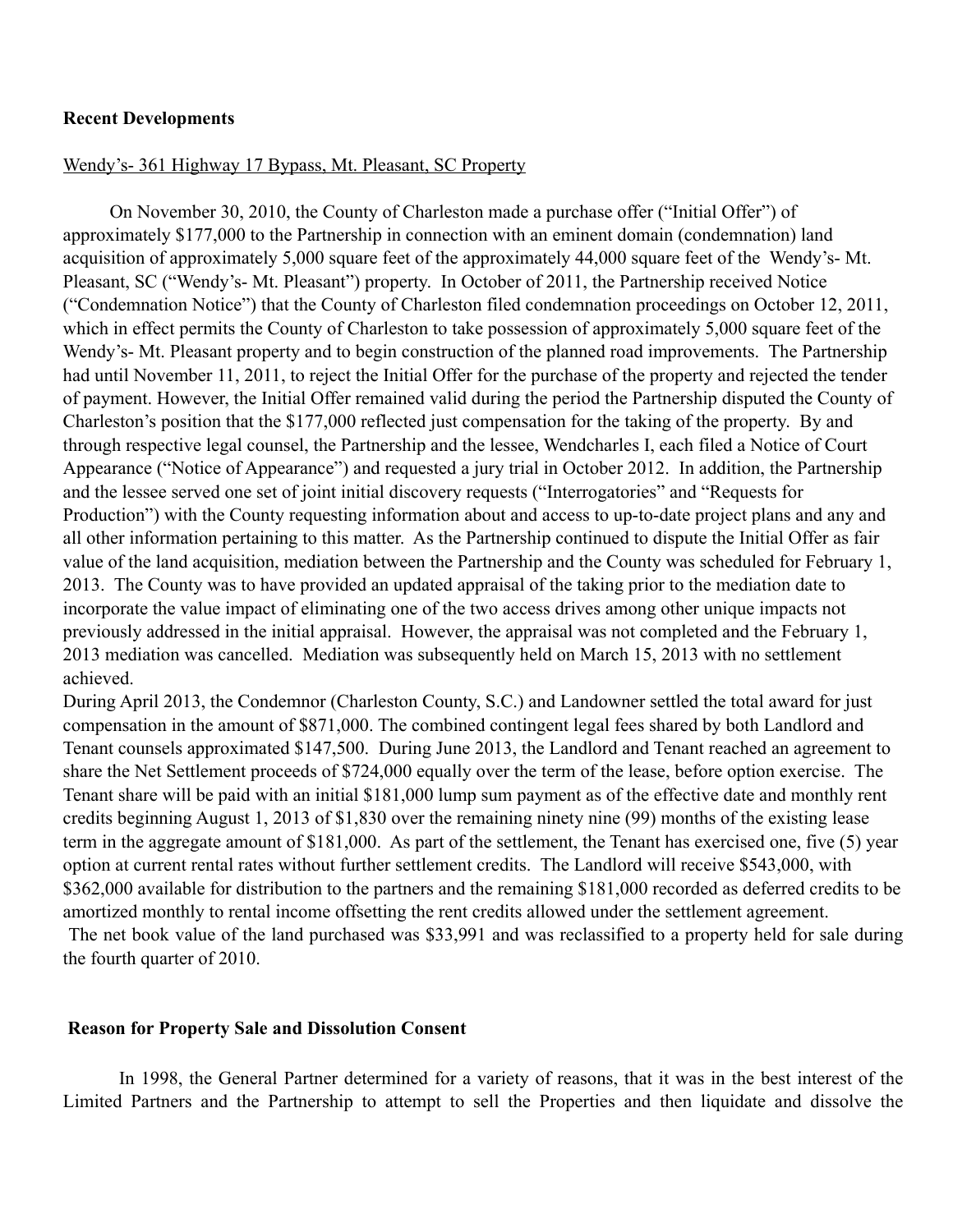**Recent Developments**

Wendy's- 361 Highway 17 Bypass, Mt. Pleasant, SC Property

On November 30, 2010, the County of Charleston made a purchase offer ("Initial Offer") of approximately $177,000 to the Partnership in connection with an eminent domain (condemnation) land acquisition of approximately 5,000 square feet of the approximately 44,000 square feet of the Wendy's- Mt. Pleasant, SC ("Wendy's- Mt. Pleasant") property. In October of 2011, the Partnership received Notice ("Condemnation Notice") that the County of Charleston filed condemnation proceedings on October 12, 2011, which in effect permits the County of Charleston to take possession of approximately 5,000 square feet of the Wendy's- Mt. Pleasant property and to begin construction of the planned road improvements. The Partnership had until November 11, 2011, to reject the Initial Offer for the purchase of the property and rejected the tender of payment. However, the Initial Offer remained valid during the period the Partnership disputed the County of Charleston's position that the $177,000 reflected just compensation for the taking of the property. By and through respective legal counsel, the Partnership and the lessee, Wendcharles I, each filed a Notice of Court Appearance ("Notice of Appearance") and requested a jury trial in October 2012. In addition, the Partnership and the lessee served one set of joint initial discovery requests ("Interrogatories" and "Requests for Production") with the County requesting information about and access to up-to-date project plans and any and all other information pertaining to this matter. As the Partnership continued to dispute the Initial Offer as fair value of the land acquisition, mediation between the Partnership and the County was scheduled for February 1, 2013. The County was to have provided an updated appraisal of the taking prior to the mediation date to incorporate the value impact of eliminating one of the two access drives among other unique impacts not previously addressed in the initial appraisal. However, the appraisal was not completed and the February 1, 2013 mediation was cancelled. Mediation was subsequently held on March 15, 2013 with no settlement achieved.

During April 2013, the Condemnor (Charleston County, S.C.) and Landowner settled the total award for just compensation in the amount of $871,000. The combined contingent legal fees shared by both Landlord and Tenant counsels approximated $147,500. During June 2013, the Landlord and Tenant reached an agreement to share the Net Settlement proceeds of $724,000 equally over the term of the lease, before option exercise. The Tenant share will be paid with an initial $181,000 lump sum payment as of the effective date and monthly rent credits beginning August 1, 2013 of $1,830 over the remaining ninety nine (99) months of the existing lease term in the aggregate amount of $181,000. As part of the settlement, the Tenant has exercised one, five (5) year option at current rental rates without further settlement credits. The Landlord will receive $543,000, with $362,000 available for distribution to the partners and the remaining $181,000 recorded as deferred credits to be amortized monthly to rental income offsetting the rent credits allowed under the settlement agreement.

The net book value of the land purchased was $33,991 and was reclassified to a property held for sale during the fourth quarter of 2010.

**Reason for Property Sale and Dissolution Consent**

In 1998, the General Partner determined for a variety of reasons, that it was in the best interest of the Limited Partners and the Partnership to attempt to sell the Properties and then liquidate and dissolve the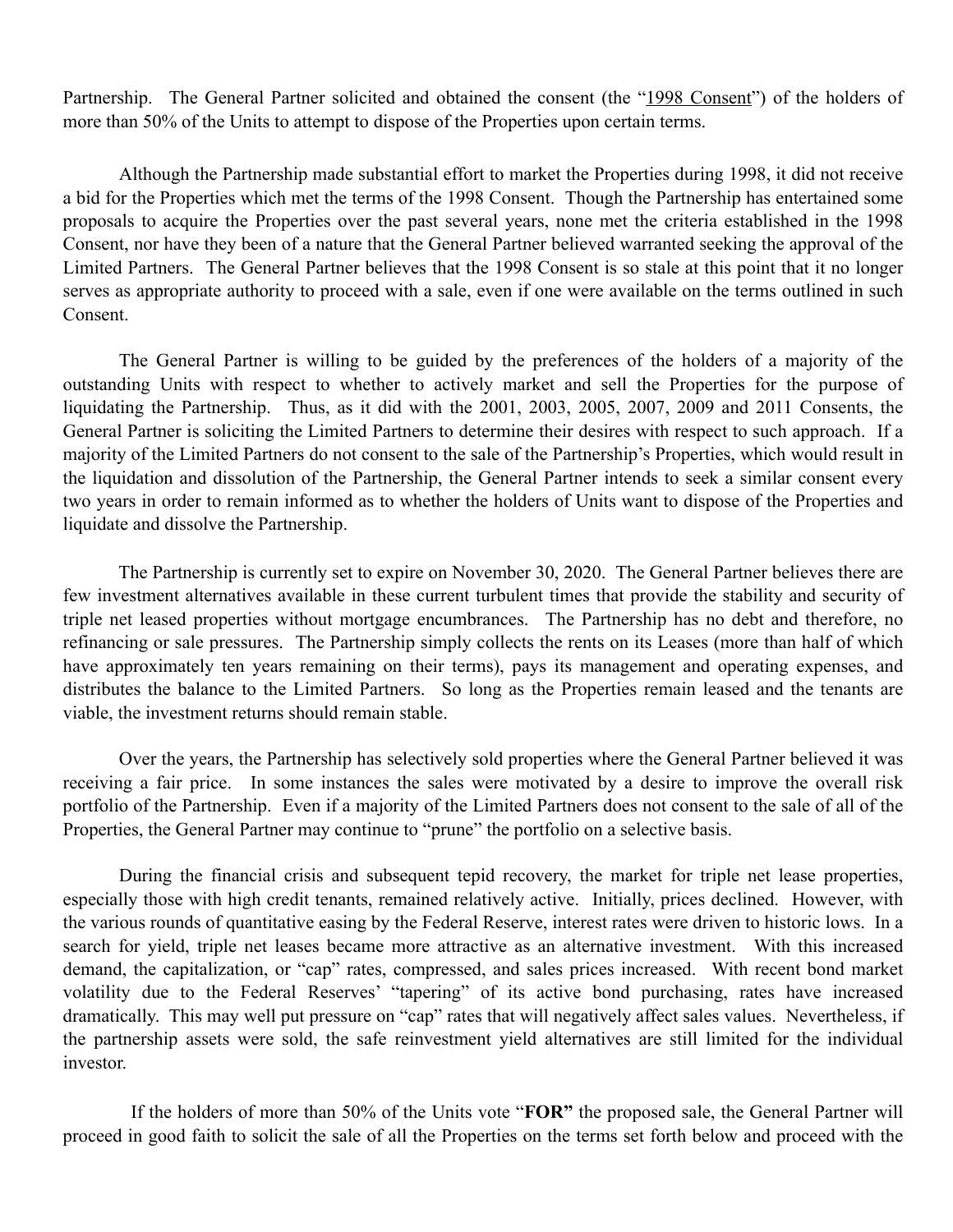Partnership. The General Partner solicited and obtained the consent (the "1998 Consent") of the holders of more than 50% of the Units to attempt to dispose of the Properties upon certain terms.

Although the Partnership made substantial effort to market the Properties during 1998, it did not receive a bid for the Properties which met the terms of the 1998 Consent. Though the Partnership has entertained some proposals to acquire the Properties over the past several years, none met the criteria established in the 1998 Consent, nor have they been of a nature that the General Partner believed warranted seeking the approval of the Limited Partners. The General Partner believes that the 1998 Consent is so stale at this point that it no longer serves as appropriate authority to proceed with a sale, even if one were available on the terms outlined in such Consent.

The General Partner is willing to be guided by the preferences of the holders of a majority of the outstanding Units with respect to whether to actively market and sell the Properties for the purpose of liquidating the Partnership. Thus, as it did with the 2001, 2003, 2005, 2007, 2009 and 2011 Consents, the General Partner is soliciting the Limited Partners to determine their desires with respect to such approach. If a majority of the Limited Partners do not consent to the sale of the Partnership's Properties, which would result in the liquidation and dissolution of the Partnership, the General Partner intends to seek a similar consent every two years in order to remain informed as to whether the holders of Units want to dispose of the Properties and liquidate and dissolve the Partnership.

The Partnership is currently set to expire on November 30, 2020. The General Partner believes there are few investment alternatives available in these current turbulent times that provide the stability and security of triple net leased properties without mortgage encumbrances. The Partnership has no debt and therefore, no refinancing or sale pressures. The Partnership simply collects the rents on its Leases (more than half of which have approximately ten years remaining on their terms), pays its management and operating expenses, and distributes the balance to the Limited Partners. So long as the Properties remain leased and the tenants are viable, the investment returns should remain stable.

Over the years, the Partnership has selectively sold properties where the General Partner believed it was receiving a fair price. In some instances the sales were motivated by a desire to improve the overall risk portfolio of the Partnership. Even if a majority of the Limited Partners does not consent to the sale of all of the Properties, the General Partner may continue to "prune" the portfolio on a selective basis.

During the financial crisis and subsequent tepid recovery, the market for triple net lease properties, especially those with high credit tenants, remained relatively active. Initially, prices declined. However, with the various rounds of quantitative easing by the Federal Reserve, interest rates were driven to historic lows. In a search for yield, triple net leases became more attractive as an alternative investment. With this increased demand, the capitalization, or "cap" rates, compressed, and sales prices increased. With recent bond market volatility due to the Federal Reserves' "tapering" of its active bond purchasing, rates have increased dramatically. This may well put pressure on "cap" rates that will negatively affect sales values. Nevertheless, if the partnership assets were sold, the safe reinvestment yield alternatives are still limited for the individual investor.

If the holders of more than 50% of the Units vote "**FOR"** the proposed sale, the General Partner will proceed in good faith to solicit the sale of all the Properties on the terms set forth below and proceed with the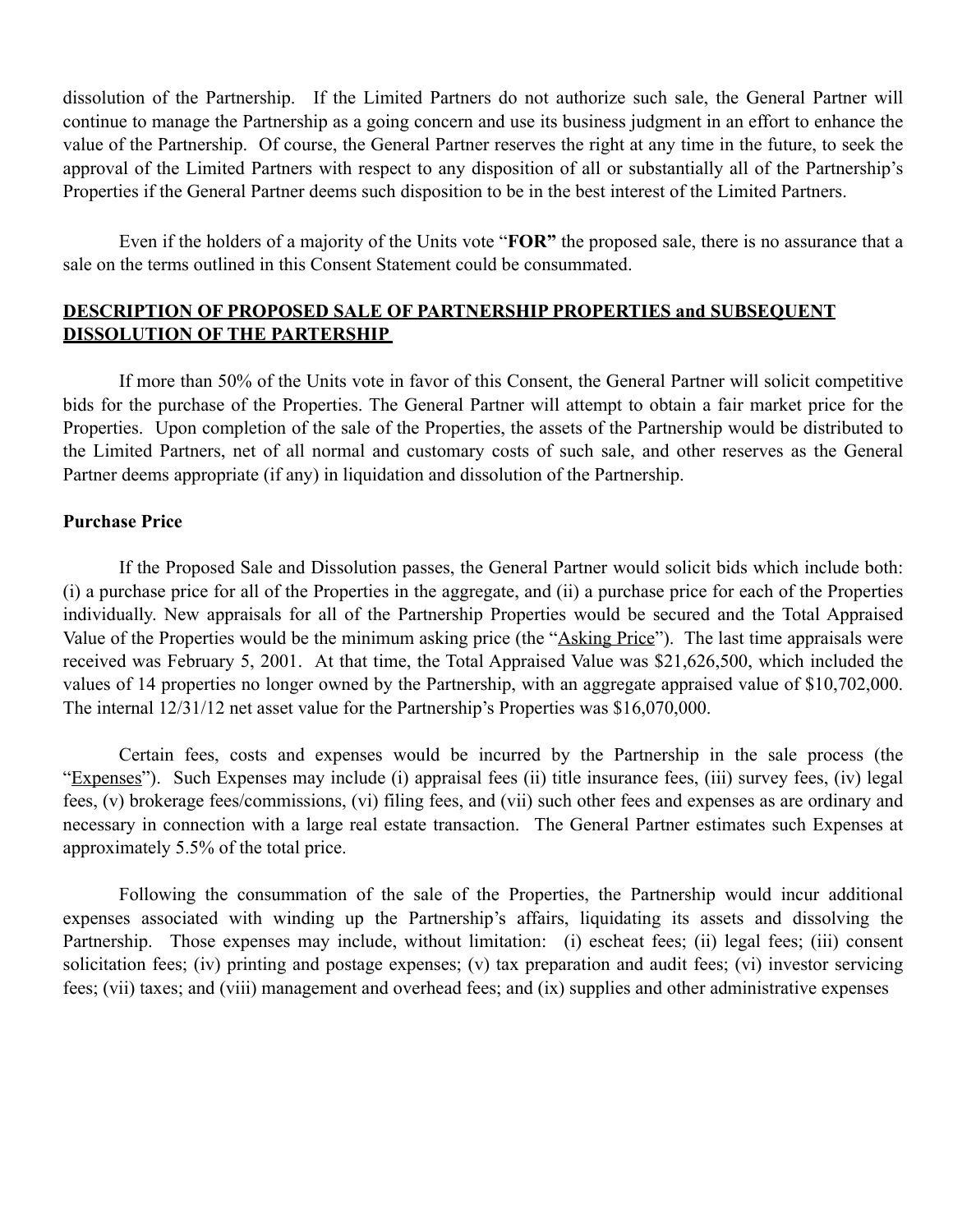dissolution of the Partnership. If the Limited Partners do not authorize such sale, the General Partner will continue to manage the Partnership as a going concern and use its business judgment in an effort to enhance the value of the Partnership. Of course, the General Partner reserves the right at any time in the future, to seek the approval of the Limited Partners with respect to any disposition of all or substantially all of the Partnership's Properties if the General Partner deems such disposition to be in the best interest of the Limited Partners.

Even if the holders of a majority of the Units vote "**FOR**" the proposed sale, there is no assurance that a sale on the terms outlined in this Consent Statement could be consummated.

## DESCRIPTION OF PROPOSED SALE OF PARTNERSHIP PROPERTIES and SUBSEQUENT DISSOLUTION OF THE PARTERSHIP

If more than 50% of the Units vote in favor of this Consent, the General Partner will solicit competitive bids for the purchase of the Properties. The General Partner will attempt to obtain a fair market price for the Properties. Upon completion of the sale of the Properties, the assets of the Partnership would be distributed to the Limited Partners, net of all normal and customary costs of such sale, and other reserves as the General Partner deems appropriate (if any) in liquidation and dissolution of the Partnership.

### Purchase Price

If the Proposed Sale and Dissolution passes, the General Partner would solicit bids which include both: (i) a purchase price for all of the Properties in the aggregate, and (ii) a purchase price for each of the Properties individually. New appraisals for all of the Partnership Properties would be secured and the Total Appraised Value of the Properties would be the minimum asking price (the "Asking Price"). The last time appraisals were received was February 5, 2001. At that time, the Total Appraised Value was $21,626,500, which included the values of 14 properties no longer owned by the Partnership, with an aggregate appraised value of $10,702,000. The internal 12/31/12 net asset value for the Partnership's Properties was $16,070,000.

Certain fees, costs and expenses would be incurred by the Partnership in the sale process (the "Expenses"). Such Expenses may include (i) appraisal fees (ii) title insurance fees, (iii) survey fees, (iv) legal fees, (v) brokerage fees/commissions, (vi) filing fees, and (vii) such other fees and expenses as are ordinary and necessary in connection with a large real estate transaction. The General Partner estimates such Expenses at approximately 5.5% of the total price.

Following the consummation of the sale of the Properties, the Partnership would incur additional expenses associated with winding up the Partnership's affairs, liquidating its assets and dissolving the Partnership. Those expenses may include, without limitation: (i) escheat fees; (ii) legal fees; (iii) consent solicitation fees; (iv) printing and postage expenses; (v) tax preparation and audit fees; (vi) investor servicing fees; (vii) taxes; and (viii) management and overhead fees; and (ix) supplies and other administrative expenses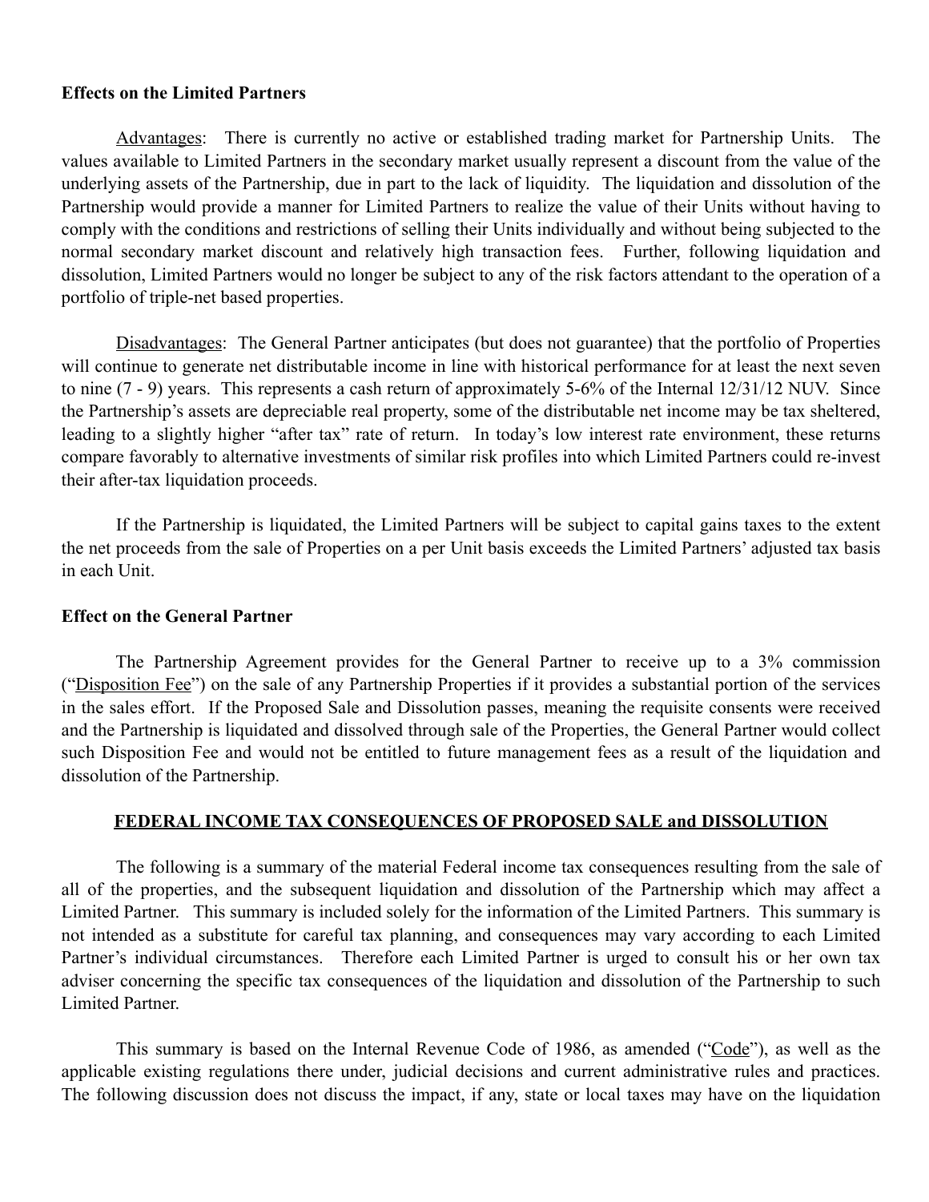**Effects on the Limited Partners**

Advantages: There is currently no active or established trading market for Partnership Units. The values available to Limited Partners in the secondary market usually represent a discount from the value of the underlying assets of the Partnership, due in part to the lack of liquidity. The liquidation and dissolution of the Partnership would provide a manner for Limited Partners to realize the value of their Units without having to comply with the conditions and restrictions of selling their Units individually and without being subjected to the normal secondary market discount and relatively high transaction fees. Further, following liquidation and dissolution, Limited Partners would no longer be subject to any of the risk factors attendant to the operation of a portfolio of triple-net based properties.

Disadvantages: The General Partner anticipates (but does not guarantee) that the portfolio of Properties will continue to generate net distributable income in line with historical performance for at least the next seven to nine (7 - 9) years. This represents a cash return of approximately 5-6% of the Internal 12/31/12 NUV. Since the Partnership's assets are depreciable real property, some of the distributable net income may be tax sheltered, leading to a slightly higher "after tax" rate of return. In today's low interest rate environment, these returns compare favorably to alternative investments of similar risk profiles into which Limited Partners could re-invest their after-tax liquidation proceeds.

If the Partnership is liquidated, the Limited Partners will be subject to capital gains taxes to the extent the net proceeds from the sale of Properties on a per Unit basis exceeds the Limited Partners' adjusted tax basis in each Unit.

**Effect on the General Partner**

The Partnership Agreement provides for the General Partner to receive up to a 3% commission ("Disposition Fee") on the sale of any Partnership Properties if it provides a substantial portion of the services in the sales effort. If the Proposed Sale and Dissolution passes, meaning the requisite consents were received and the Partnership is liquidated and dissolved through sale of the Properties, the General Partner would collect such Disposition Fee and would not be entitled to future management fees as a result of the liquidation and dissolution of the Partnership.

## FEDERAL INCOME TAX CONSEQUENCES OF PROPOSED SALE and DISSOLUTION

The following is a summary of the material Federal income tax consequences resulting from the sale of all of the properties, and the subsequent liquidation and dissolution of the Partnership which may affect a Limited Partner. This summary is included solely for the information of the Limited Partners. This summary is not intended as a substitute for careful tax planning, and consequences may vary according to each Limited Partner's individual circumstances. Therefore each Limited Partner is urged to consult his or her own tax adviser concerning the specific tax consequences of the liquidation and dissolution of the Partnership to such Limited Partner.

This summary is based on the Internal Revenue Code of 1986, as amended ("Code"), as well as the applicable existing regulations there under, judicial decisions and current administrative rules and practices. The following discussion does not discuss the impact, if any, state or local taxes may have on the liquidation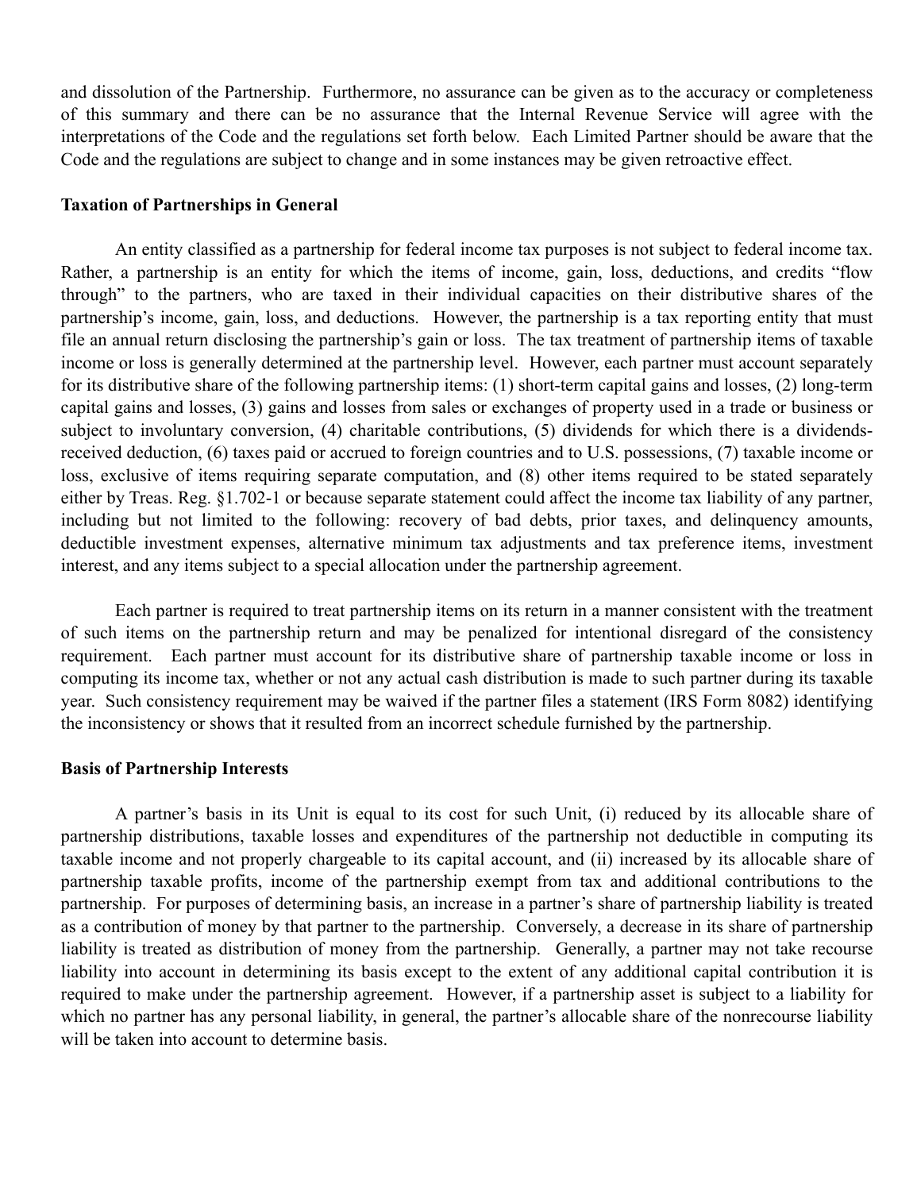and dissolution of the Partnership. Furthermore, no assurance can be given as to the accuracy or completeness of this summary and there can be no assurance that the Internal Revenue Service will agree with the interpretations of the Code and the regulations set forth below. Each Limited Partner should be aware that the Code and the regulations are subject to change and in some instances may be given retroactive effect.

**Taxation of Partnerships in General**

An entity classified as a partnership for federal income tax purposes is not subject to federal income tax. Rather, a partnership is an entity for which the items of income, gain, loss, deductions, and credits "flow through" to the partners, who are taxed in their individual capacities on their distributive shares of the partnership's income, gain, loss, and deductions. However, the partnership is a tax reporting entity that must file an annual return disclosing the partnership's gain or loss. The tax treatment of partnership items of taxable income or loss is generally determined at the partnership level. However, each partner must account separately for its distributive share of the following partnership items: (1) short-term capital gains and losses, (2) long-term capital gains and losses, (3) gains and losses from sales or exchanges of property used in a trade or business or subject to involuntary conversion, (4) charitable contributions, (5) dividends for which there is a dividends-received deduction, (6) taxes paid or accrued to foreign countries and to U.S. possessions, (7) taxable income or loss, exclusive of items requiring separate computation, and (8) other items required to be stated separately either by Treas. Reg. §1.702-1 or because separate statement could affect the income tax liability of any partner, including but not limited to the following: recovery of bad debts, prior taxes, and delinquency amounts, deductible investment expenses, alternative minimum tax adjustments and tax preference items, investment interest, and any items subject to a special allocation under the partnership agreement.

Each partner is required to treat partnership items on its return in a manner consistent with the treatment of such items on the partnership return and may be penalized for intentional disregard of the consistency requirement. Each partner must account for its distributive share of partnership taxable income or loss in computing its income tax, whether or not any actual cash distribution is made to such partner during its taxable year. Such consistency requirement may be waived if the partner files a statement (IRS Form 8082) identifying the inconsistency or shows that it resulted from an incorrect schedule furnished by the partnership.

**Basis of Partnership Interests**

A partner's basis in its Unit is equal to its cost for such Unit, (i) reduced by its allocable share of partnership distributions, taxable losses and expenditures of the partnership not deductible in computing its taxable income and not properly chargeable to its capital account, and (ii) increased by its allocable share of partnership taxable profits, income of the partnership exempt from tax and additional contributions to the partnership. For purposes of determining basis, an increase in a partner's share of partnership liability is treated as a contribution of money by that partner to the partnership. Conversely, a decrease in its share of partnership liability is treated as distribution of money from the partnership. Generally, a partner may not take recourse liability into account in determining its basis except to the extent of any additional capital contribution it is required to make under the partnership agreement. However, if a partnership asset is subject to a liability for which no partner has any personal liability, in general, the partner's allocable share of the nonrecourse liability will be taken into account to determine basis.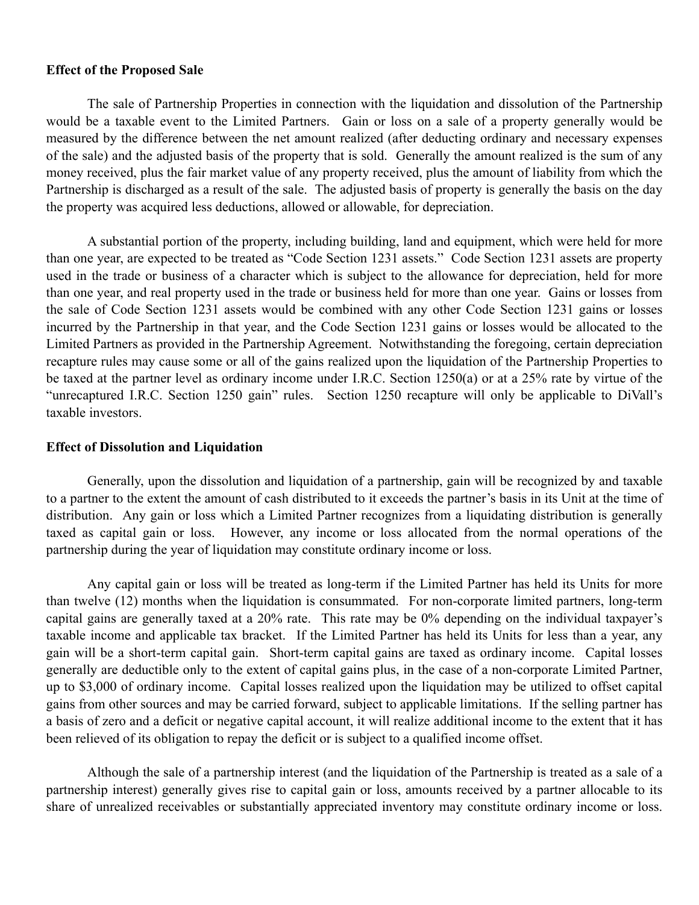**Effect of the Proposed Sale**

The sale of Partnership Properties in connection with the liquidation and dissolution of the Partnership would be a taxable event to the Limited Partners. Gain or loss on a sale of a property generally would be measured by the difference between the net amount realized (after deducting ordinary and necessary expenses of the sale) and the adjusted basis of the property that is sold. Generally the amount realized is the sum of any money received, plus the fair market value of any property received, plus the amount of liability from which the Partnership is discharged as a result of the sale. The adjusted basis of property is generally the basis on the day the property was acquired less deductions, allowed or allowable, for depreciation.

A substantial portion of the property, including building, land and equipment, which were held for more than one year, are expected to be treated as "Code Section 1231 assets." Code Section 1231 assets are property used in the trade or business of a character which is subject to the allowance for depreciation, held for more than one year, and real property used in the trade or business held for more than one year. Gains or losses from the sale of Code Section 1231 assets would be combined with any other Code Section 1231 gains or losses incurred by the Partnership in that year, and the Code Section 1231 gains or losses would be allocated to the Limited Partners as provided in the Partnership Agreement. Notwithstanding the foregoing, certain depreciation recapture rules may cause some or all of the gains realized upon the liquidation of the Partnership Properties to be taxed at the partner level as ordinary income under I.R.C. Section 1250(a) or at a 25% rate by virtue of the "unrecaptured I.R.C. Section 1250 gain" rules. Section 1250 recapture will only be applicable to DiVall's taxable investors.

**Effect of Dissolution and Liquidation**

Generally, upon the dissolution and liquidation of a partnership, gain will be recognized by and taxable to a partner to the extent the amount of cash distributed to it exceeds the partner's basis in its Unit at the time of distribution. Any gain or loss which a Limited Partner recognizes from a liquidating distribution is generally taxed as capital gain or loss. However, any income or loss allocated from the normal operations of the partnership during the year of liquidation may constitute ordinary income or loss.

Any capital gain or loss will be treated as long-term if the Limited Partner has held its Units for more than twelve (12) months when the liquidation is consummated. For non-corporate limited partners, long-term capital gains are generally taxed at a 20% rate. This rate may be 0% depending on the individual taxpayer's taxable income and applicable tax bracket. If the Limited Partner has held its Units for less than a year, any gain will be a short-term capital gain. Short-term capital gains are taxed as ordinary income. Capital losses generally are deductible only to the extent of capital gains plus, in the case of a non-corporate Limited Partner, up to $3,000 of ordinary income. Capital losses realized upon the liquidation may be utilized to offset capital gains from other sources and may be carried forward, subject to applicable limitations. If the selling partner has a basis of zero and a deficit or negative capital account, it will realize additional income to the extent that it has been relieved of its obligation to repay the deficit or is subject to a qualified income offset.

Although the sale of a partnership interest (and the liquidation of the Partnership is treated as a sale of a partnership interest) generally gives rise to capital gain or loss, amounts received by a partner allocable to its share of unrealized receivables or substantially appreciated inventory may constitute ordinary income or loss.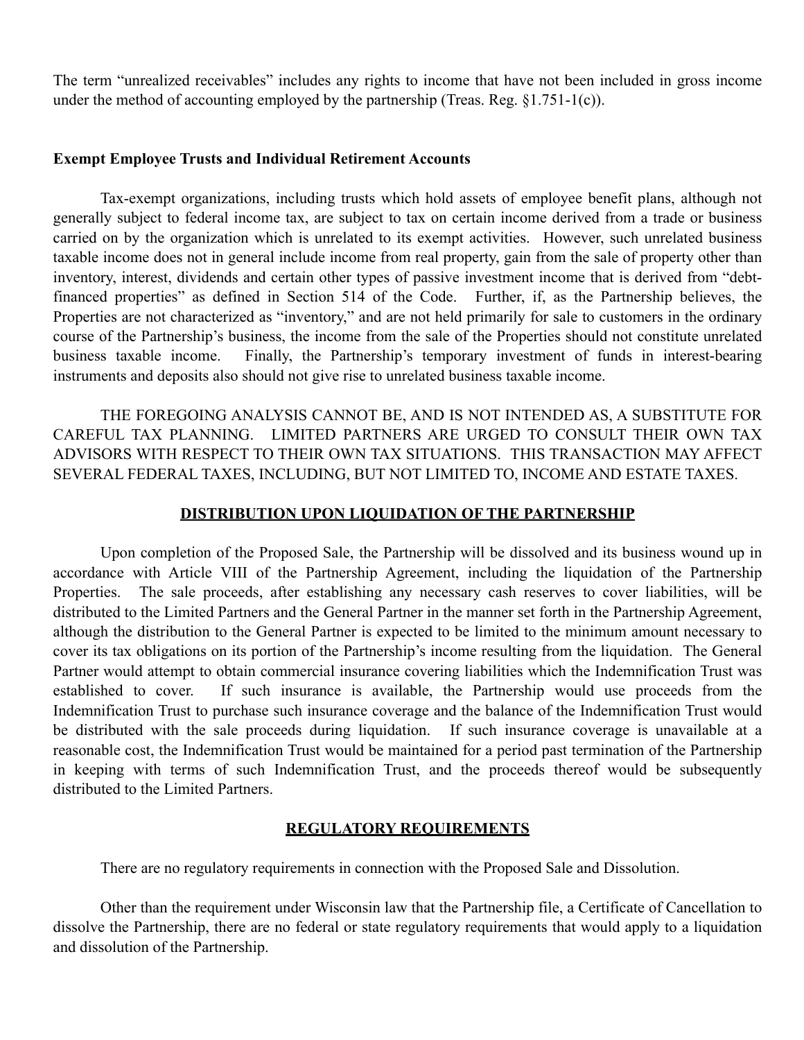The term "unrealized receivables" includes any rights to income that have not been included in gross income under the method of accounting employed by the partnership (Treas. Reg. §1.751-1(c)).

**Exempt Employee Trusts and Individual Retirement Accounts**

Tax-exempt organizations, including trusts which hold assets of employee benefit plans, although not generally subject to federal income tax, are subject to tax on certain income derived from a trade or business carried on by the organization which is unrelated to its exempt activities. However, such unrelated business taxable income does not in general include income from real property, gain from the sale of property other than inventory, interest, dividends and certain other types of passive investment income that is derived from "debt-financed properties" as defined in Section 514 of the Code. Further, if, as the Partnership believes, the Properties are not characterized as "inventory," and are not held primarily for sale to customers in the ordinary course of the Partnership's business, the income from the sale of the Properties should not constitute unrelated business taxable income. Finally, the Partnership's temporary investment of funds in interest-bearing instruments and deposits also should not give rise to unrelated business taxable income.

THE FOREGOING ANALYSIS CANNOT BE, AND IS NOT INTENDED AS, A SUBSTITUTE FOR CAREFUL TAX PLANNING. LIMITED PARTNERS ARE URGED TO CONSULT THEIR OWN TAX ADVISORS WITH RESPECT TO THEIR OWN TAX SITUATIONS. THIS TRANSACTION MAY AFFECT SEVERAL FEDERAL TAXES, INCLUDING, BUT NOT LIMITED TO, INCOME AND ESTATE TAXES.

## DISTRIBUTION UPON LIQUIDATION OF THE PARTNERSHIP

Upon completion of the Proposed Sale, the Partnership will be dissolved and its business wound up in accordance with Article VIII of the Partnership Agreement, including the liquidation of the Partnership Properties. The sale proceeds, after establishing any necessary cash reserves to cover liabilities, will be distributed to the Limited Partners and the General Partner in the manner set forth in the Partnership Agreement, although the distribution to the General Partner is expected to be limited to the minimum amount necessary to cover its tax obligations on its portion of the Partnership's income resulting from the liquidation. The General Partner would attempt to obtain commercial insurance covering liabilities which the Indemnification Trust was established to cover. If such insurance is available, the Partnership would use proceeds from the Indemnification Trust to purchase such insurance coverage and the balance of the Indemnification Trust would be distributed with the sale proceeds during liquidation. If such insurance coverage is unavailable at a reasonable cost, the Indemnification Trust would be maintained for a period past termination of the Partnership in keeping with terms of such Indemnification Trust, and the proceeds thereof would be subsequently distributed to the Limited Partners.

## REGULATORY REQUIREMENTS

There are no regulatory requirements in connection with the Proposed Sale and Dissolution.

Other than the requirement under Wisconsin law that the Partnership file, a Certificate of Cancellation to dissolve the Partnership, there are no federal or state regulatory requirements that would apply to a liquidation and dissolution of the Partnership.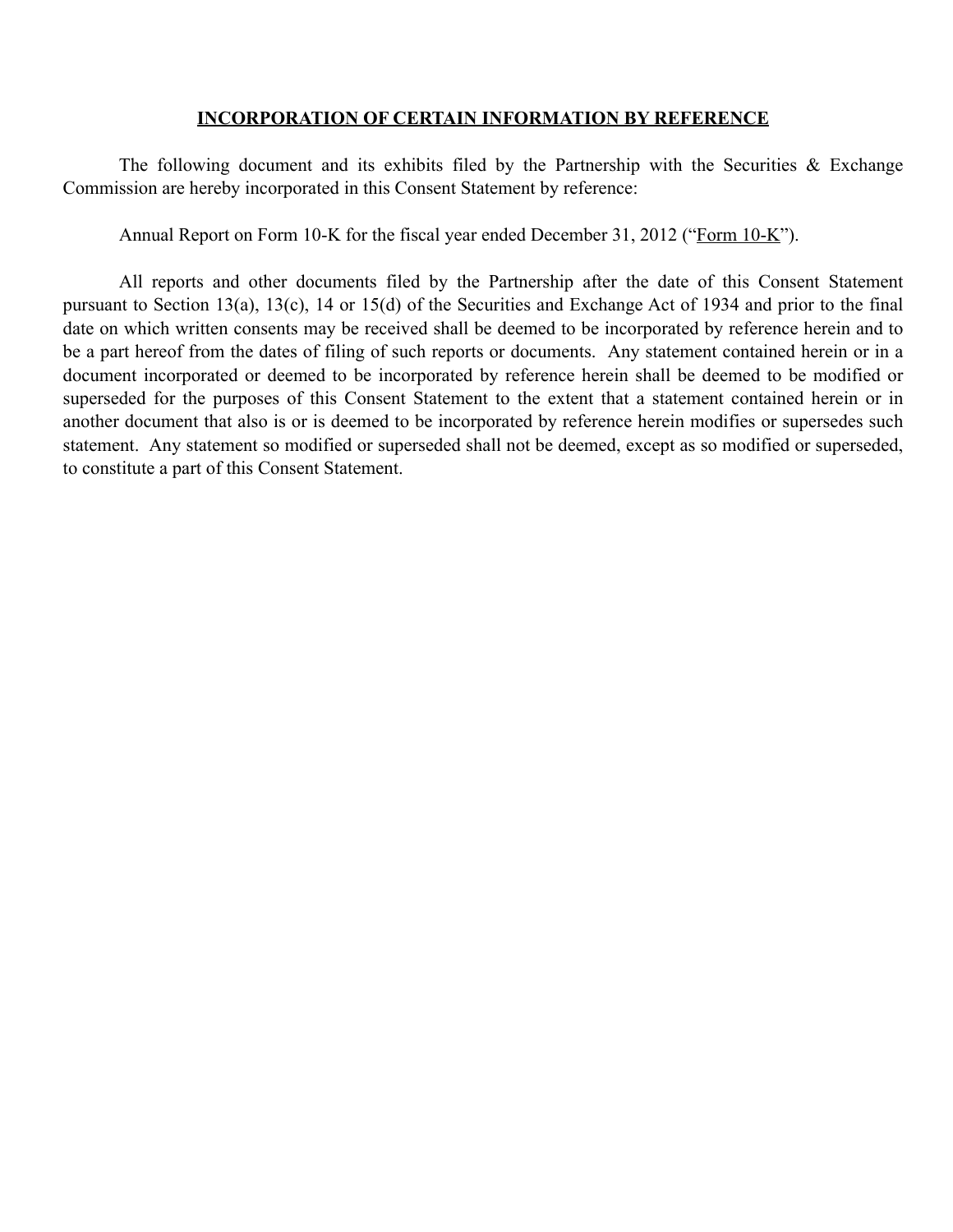## INCORPORATION OF CERTAIN INFORMATION BY REFERENCE

The following document and its exhibits filed by the Partnership with the Securities & Exchange Commission are hereby incorporated in this Consent Statement by reference:

Annual Report on Form 10-K for the fiscal year ended December 31, 2012 ("Form 10-K").

All reports and other documents filed by the Partnership after the date of this Consent Statement pursuant to Section 13(a), 13(c), 14 or 15(d) of the Securities and Exchange Act of 1934 and prior to the final date on which written consents may be received shall be deemed to be incorporated by reference herein and to be a part hereof from the dates of filing of such reports or documents. Any statement contained herein or in a document incorporated or deemed to be incorporated by reference herein shall be deemed to be modified or superseded for the purposes of this Consent Statement to the extent that a statement contained herein or in another document that also is or is deemed to be incorporated by reference herein modifies or supersedes such statement. Any statement so modified or superseded shall not be deemed, except as so modified or superseded, to constitute a part of this Consent Statement.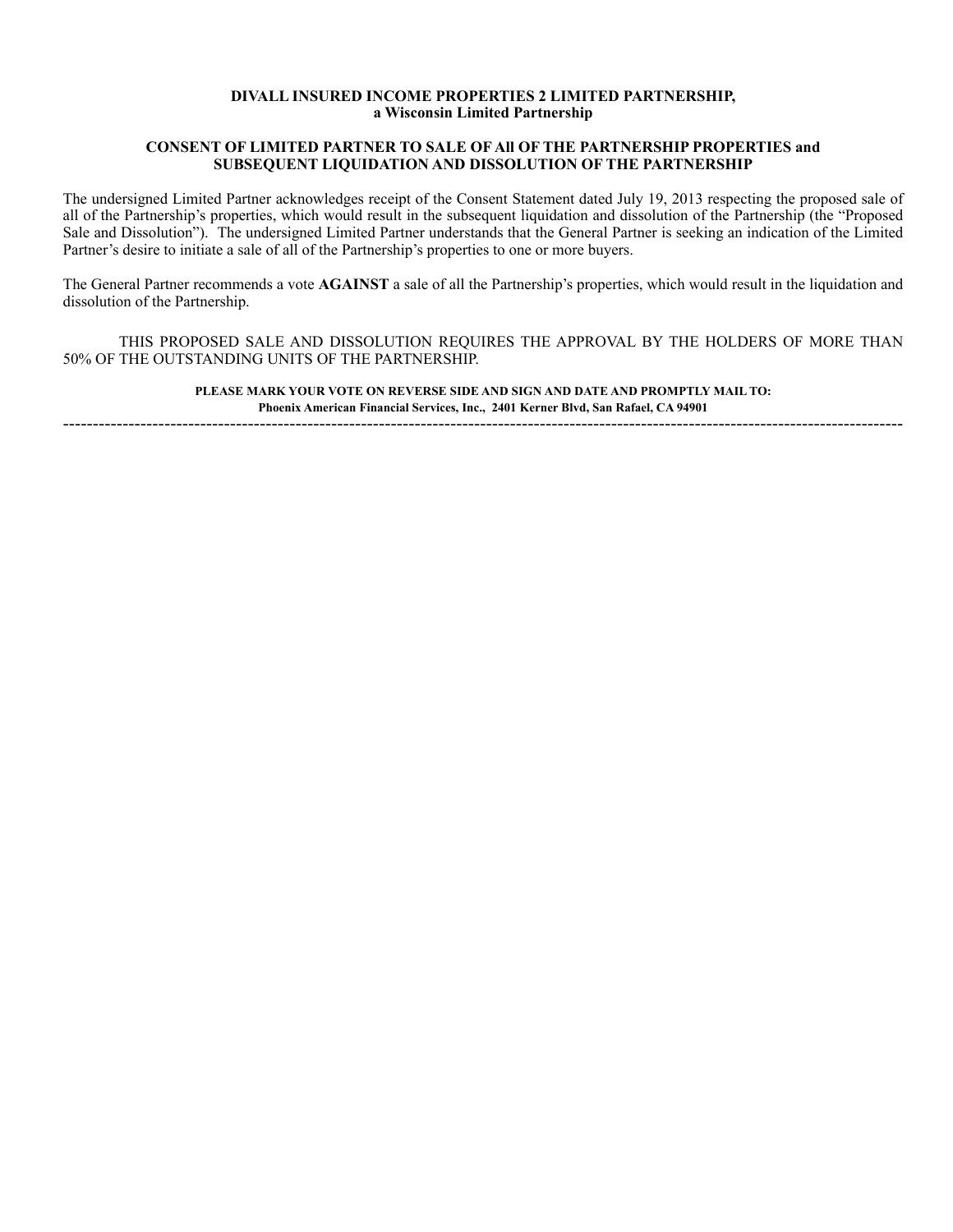**DIVALL INSURED INCOME PROPERTIES 2 LIMITED PARTNERSHIP,**
**a Wisconsin Limited Partnership**

**CONSENT OF LIMITED PARTNER TO SALE OF All OF THE PARTNERSHIP PROPERTIES and SUBSEQUENT LIQUIDATION AND DISSOLUTION OF THE PARTNERSHIP**

The undersigned Limited Partner acknowledges receipt of the Consent Statement dated July 19, 2013 respecting the proposed sale of all of the Partnership's properties, which would result in the subsequent liquidation and dissolution of the Partnership (the "Proposed Sale and Dissolution"). The undersigned Limited Partner understands that the General Partner is seeking an indication of the Limited Partner's desire to initiate a sale of all of the Partnership's properties to one or more buyers.

The General Partner recommends a vote **AGAINST** a sale of all the Partnership's properties, which would result in the liquidation and dissolution of the Partnership.

THIS PROPOSED SALE AND DISSOLUTION REQUIRES THE APPROVAL BY THE HOLDERS OF MORE THAN 50% OF THE OUTSTANDING UNITS OF THE PARTNERSHIP.

**PLEASE MARK YOUR VOTE ON REVERSE SIDE AND SIGN AND DATE AND PROMPTLY MAIL TO:**
**Phoenix American Financial Services, Inc., 2401 Kerner Blvd, San Rafael, CA 94901**

---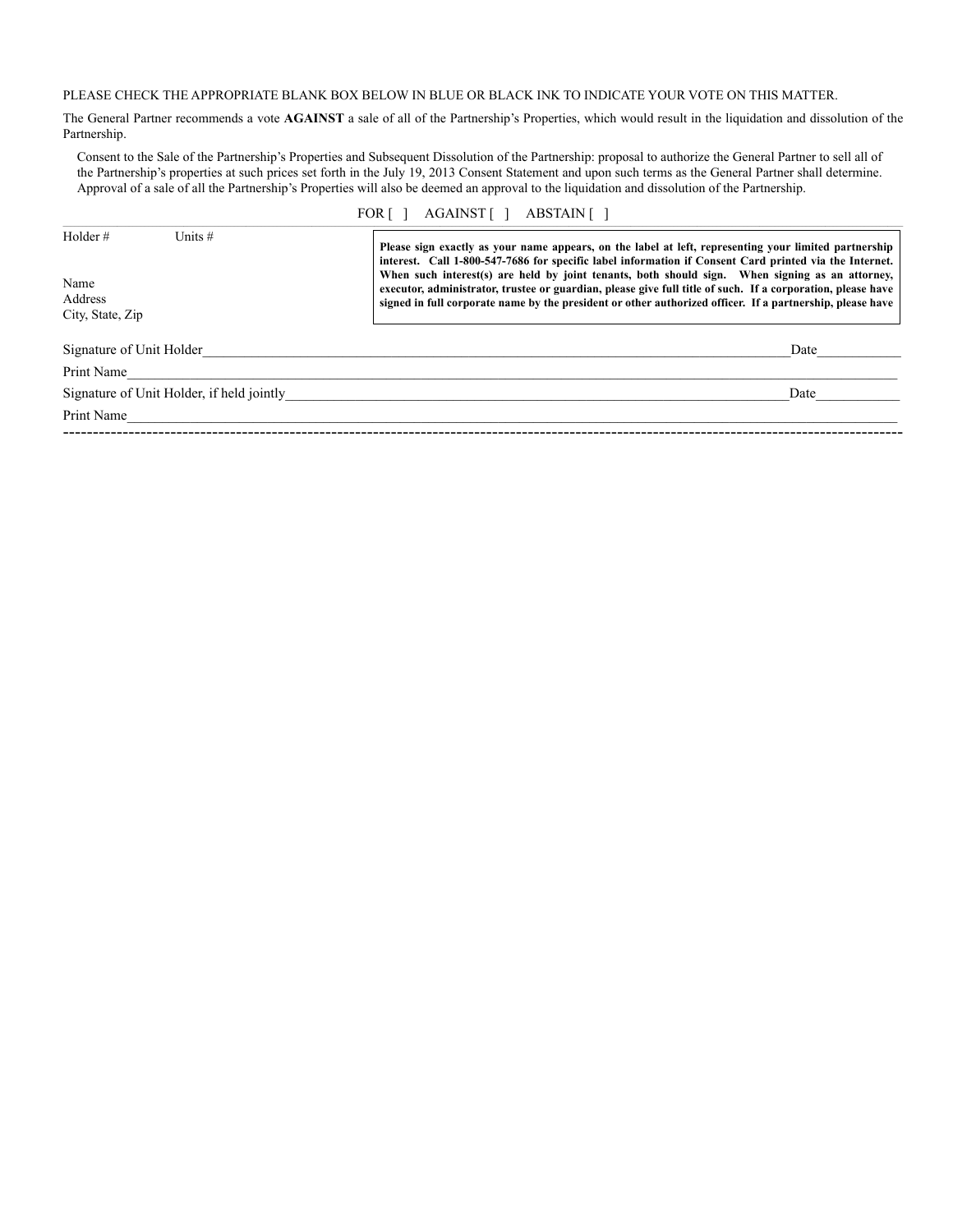PLEASE CHECK THE APPROPRIATE BLANK BOX BELOW IN BLUE OR BLACK INK TO INDICATE YOUR VOTE ON THIS MATTER.

The General Partner recommends a vote **AGAINST** a sale of all of the Partnership's Properties, which would result in the liquidation and dissolution of the Partnership.

Consent to the Sale of the Partnership's Properties and Subsequent Dissolution of the Partnership: proposal to authorize the General Partner to sell all of the Partnership's properties at such prices set forth in the July 19, 2013 Consent Statement and upon such terms as the General Partner shall determine. Approval of a sale of all the Partnership's Properties will also be deemed an approval to the liquidation and dissolution of the Partnership.

FOR [ ]  AGAINST [ ]  ABSTAIN [ ]

Holder #  Units #

Name
Address
City, State, Zip

**Please sign exactly as your name appears, on the label at left, representing your limited partnership interest. Call 1-800-547-7686 for specific label information if Consent Card printed via the Internet. When such interest(s) are held by joint tenants, both should sign. When signing as an attorney, executor, administrator, trustee or guardian, please give full title of such. If a corporation, please have signed in full corporate name by the president or other authorized officer. If a partnership, please have**

Signature of Unit Holder\_\_\_\_\_\_\_\_\_\_\_\_\_\_\_\_\_\_\_\_\_\_\_\_\_\_\_\_\_\_\_\_\_\_\_\_\_\_\_\_ Date\_\_\_\_\_\_\_\_\_\_\_\_

Print Name\_\_\_\_\_\_\_\_\_\_\_\_\_\_\_\_\_\_\_\_\_\_\_\_\_\_\_\_\_\_\_\_\_\_\_\_\_\_\_\_\_\_\_\_\_\_\_\_\_\_\_\_

Signature of Unit Holder, if held jointly\_\_\_\_\_\_\_\_\_\_\_\_\_\_\_\_\_\_\_\_\_\_\_\_\_\_\_\_\_\_\_\_ Date\_\_\_\_\_\_\_\_\_\_\_\_

Print Name\_\_\_\_\_\_\_\_\_\_\_\_\_\_\_\_\_\_\_\_\_\_\_\_\_\_\_\_\_\_\_\_\_\_\_\_\_\_\_\_\_\_\_\_\_\_\_\_\_\_\_\_